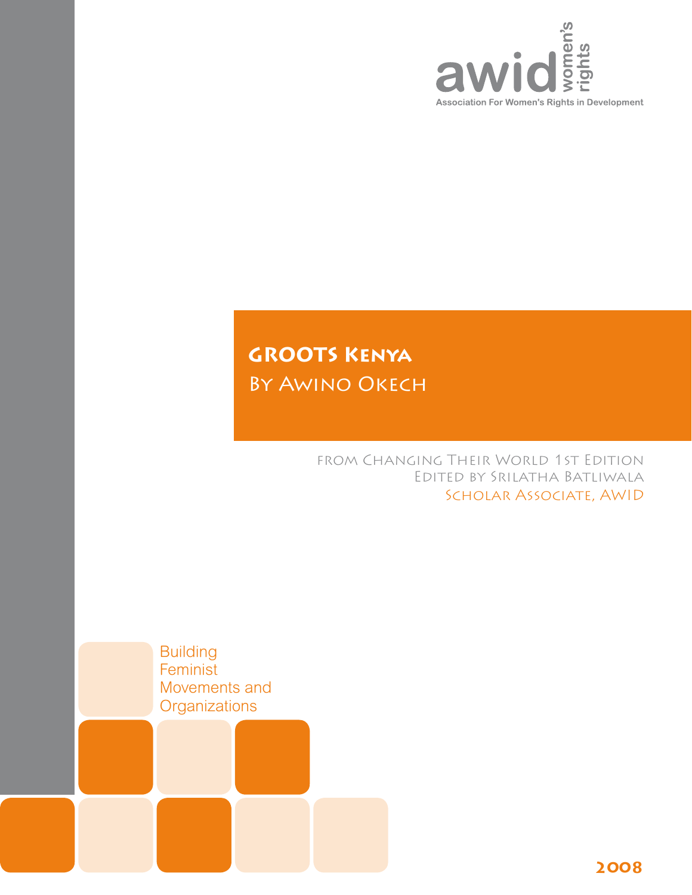awid women's rights

Association For Women's Rights in Development

# GROOTS Kenya

## By Awino Okech

from Changing Their World 1st Edition
Edited by Srilatha Batliwala
Scholar Associate, AWID

Building Feminist Movements and Organizations

2008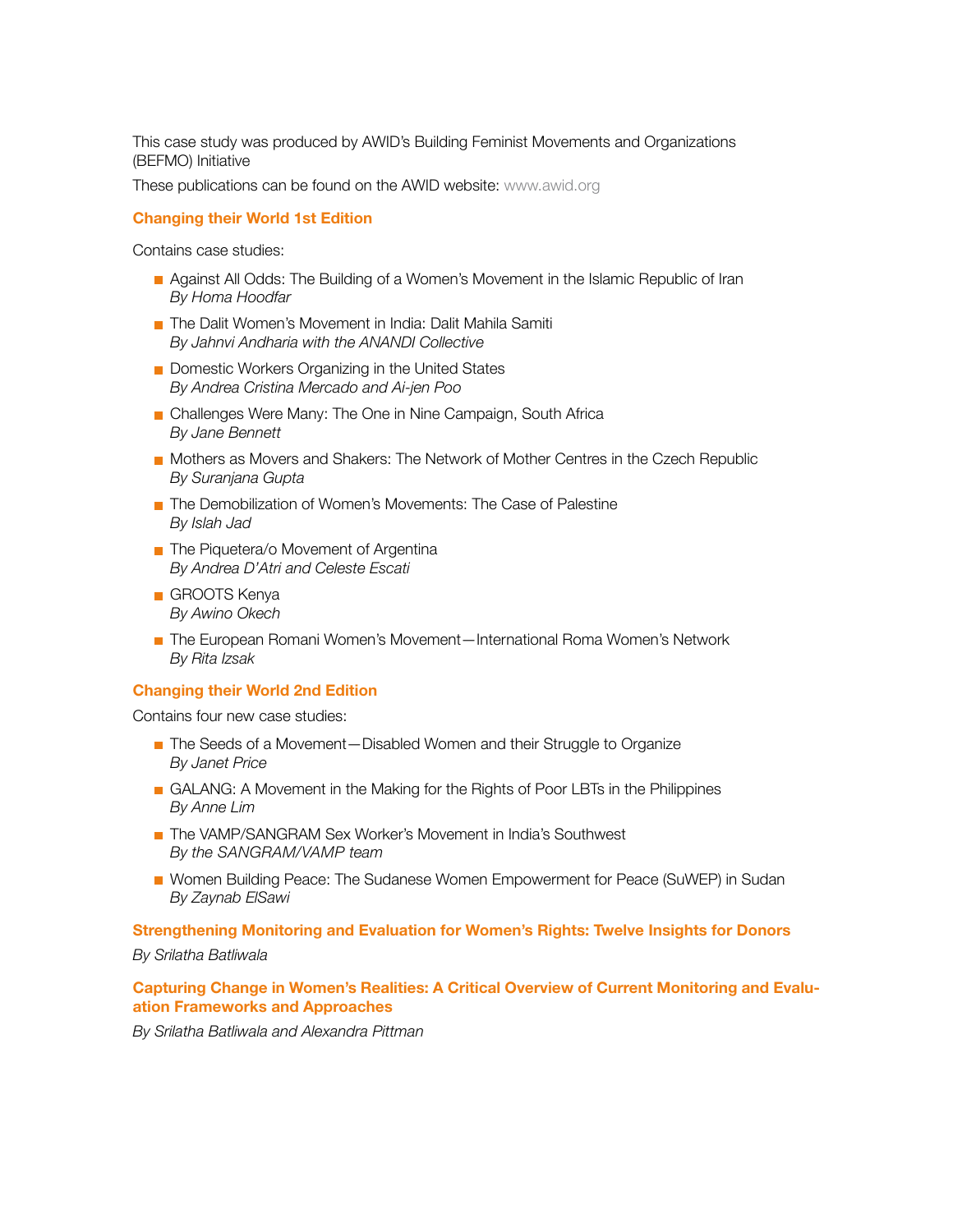This case study was produced by AWID's Building Feminist Movements and Organizations (BEFMO) Initiative

These publications can be found on the AWID website: www.awid.org

### Changing their World 1st Edition

Contains case studies:

- Against All Odds: The Building of a Women's Movement in the Islamic Republic of Iran
  *By Homa Hoodfar*
- The Dalit Women's Movement in India: Dalit Mahila Samiti
  *By Jahnvi Andharia with the ANANDI Collective*
- Domestic Workers Organizing in the United States
  *By Andrea Cristina Mercado and Ai-jen Poo*
- Challenges Were Many: The One in Nine Campaign, South Africa
  *By Jane Bennett*
- Mothers as Movers and Shakers: The Network of Mother Centres in the Czech Republic
  *By Suranjana Gupta*
- The Demobilization of Women's Movements: The Case of Palestine
  *By Islah Jad*
- The Piquetera/o Movement of Argentina
  *By Andrea D'Atri and Celeste Escati*
- GROOTS Kenya
  *By Awino Okech*
- The European Romani Women's Movement—International Roma Women's Network
  *By Rita Izsak*

### Changing their World 2nd Edition

Contains four new case studies:

- The Seeds of a Movement—Disabled Women and their Struggle to Organize
  *By Janet Price*
- GALANG: A Movement in the Making for the Rights of Poor LBTs in the Philippines
  *By Anne Lim*
- The VAMP/SANGRAM Sex Worker's Movement in India's Southwest
  *By the SANGRAM/VAMP team*
- Women Building Peace: The Sudanese Women Empowerment for Peace (SuWEP) in Sudan
  *By Zaynab ElSawi*

### Strengthening Monitoring and Evaluation for Women's Rights: Twelve Insights for Donors

*By Srilatha Batliwala*

### Capturing Change in Women's Realities: A Critical Overview of Current Monitoring and Evaluation Frameworks and Approaches

*By Srilatha Batliwala and Alexandra Pittman*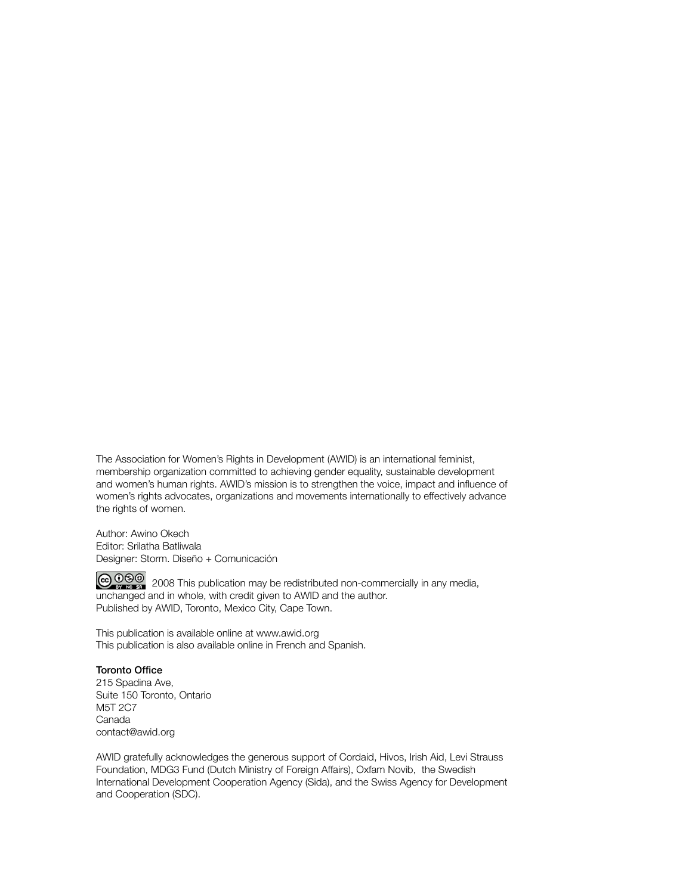The Association for Women's Rights in Development (AWID) is an international feminist, membership organization committed to achieving gender equality, sustainable development and women's human rights. AWID's mission is to strengthen the voice, impact and influence of women's rights advocates, organizations and movements internationally to effectively advance the rights of women.

Author: Awino Okech
Editor: Srilatha Batliwala
Designer: Storm. Diseño + Comunicación

2008 This publication may be redistributed non-commercially in any media, unchanged and in whole, with credit given to AWID and the author.
Published by AWID, Toronto, Mexico City, Cape Town.

This publication is available online at www.awid.org
This publication is also available online in French and Spanish.

**Toronto Office**
215 Spadina Ave,
Suite 150 Toronto, Ontario
M5T 2C7
Canada
contact@awid.org

AWID gratefully acknowledges the generous support of Cordaid, Hivos, Irish Aid, Levi Strauss Foundation, MDG3 Fund (Dutch Ministry of Foreign Affairs), Oxfam Novib, the Swedish International Development Cooperation Agency (Sida), and the Swiss Agency for Development and Cooperation (SDC).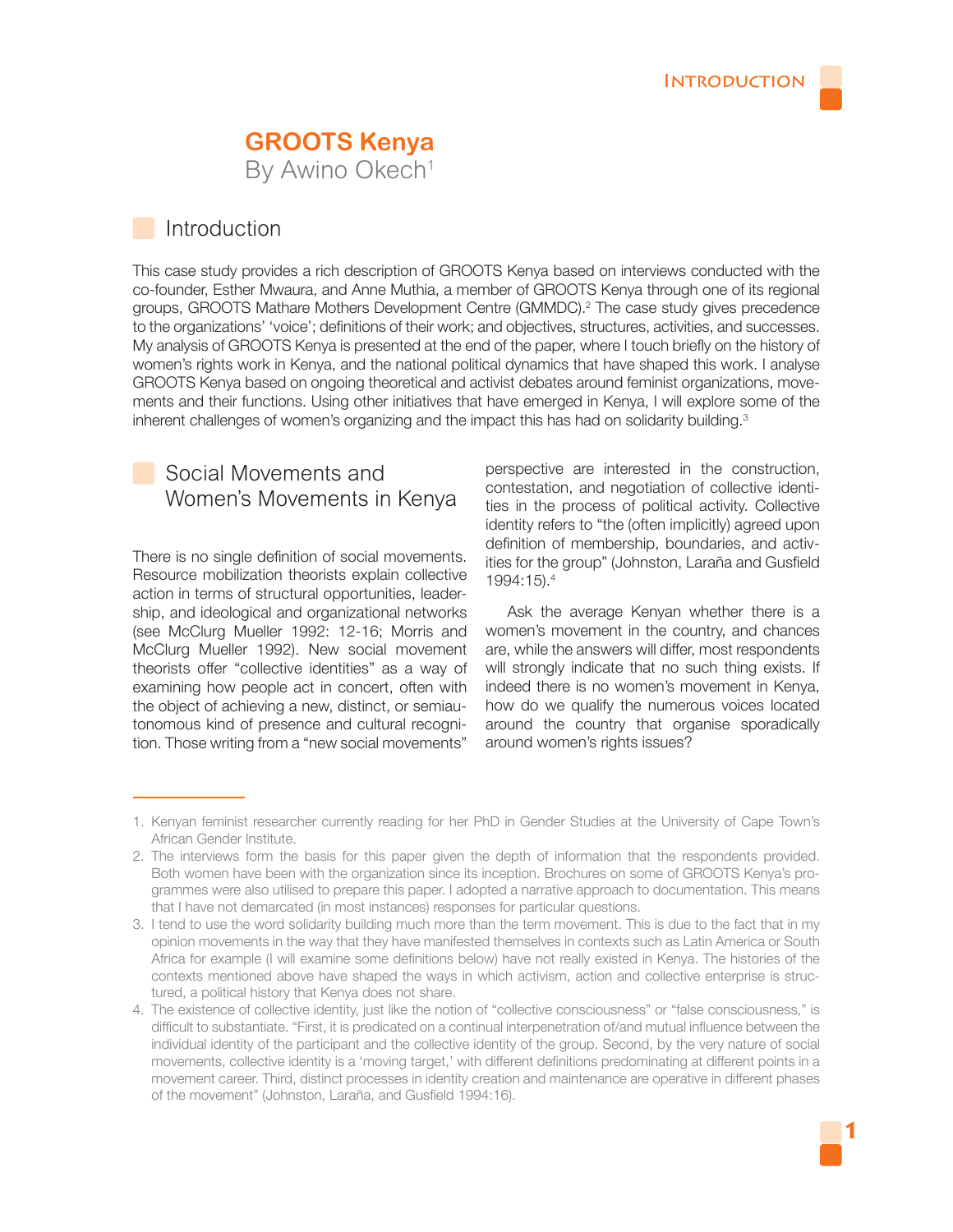# GROOTS Kenya

By Awino Okech[1]

## Introduction

This case study provides a rich description of GROOTS Kenya based on interviews conducted with the co-founder, Esther Mwaura, and Anne Muthia, a member of GROOTS Kenya through one of its regional groups, GROOTS Mathare Mothers Development Centre (GMMDC).[2] The case study gives precedence to the organizations' 'voice'; definitions of their work; and objectives, structures, activities, and successes. My analysis of GROOTS Kenya is presented at the end of the paper, where I touch briefly on the history of women's rights work in Kenya, and the national political dynamics that have shaped this work. I analyse GROOTS Kenya based on ongoing theoretical and activist debates around feminist organizations, movements and their functions. Using other initiatives that have emerged in Kenya, I will explore some of the inherent challenges of women's organizing and the impact this has had on solidarity building.[3]

## Social Movements and Women's Movements in Kenya

There is no single definition of social movements. Resource mobilization theorists explain collective action in terms of structural opportunities, leadership, and ideological and organizational networks (see McClurg Mueller 1992: 12-16; Morris and McClurg Mueller 1992). New social movement theorists offer "collective identities" as a way of examining how people act in concert, often with the object of achieving a new, distinct, or semiautonomous kind of presence and cultural recognition. Those writing from a "new social movements" perspective are interested in the construction, contestation, and negotiation of collective identities in the process of political activity. Collective identity refers to "the (often implicitly) agreed upon definition of membership, boundaries, and activities for the group" (Johnston, Laraña and Gusfield 1994:15).[4]

Ask the average Kenyan whether there is a women's movement in the country, and chances are, while the answers will differ, most respondents will strongly indicate that no such thing exists. If indeed there is no women's movement in Kenya, how do we qualify the numerous voices located around the country that organise sporadically around women's rights issues?

---

1. Kenyan feminist researcher currently reading for her PhD in Gender Studies at the University of Cape Town's African Gender Institute.
2. The interviews form the basis for this paper given the depth of information that the respondents provided. Both women have been with the organization since its inception. Brochures on some of GROOTS Kenya's programmes were also utilised to prepare this paper. I adopted a narrative approach to documentation. This means that I have not demarcated (in most instances) responses for particular questions.
3. I tend to use the word solidarity building much more than the term movement. This is due to the fact that in my opinion movements in the way that they have manifested themselves in contexts such as Latin America or South Africa for example (I will examine some definitions below) have not really existed in Kenya. The histories of the contexts mentioned above have shaped the ways in which activism, action and collective enterprise is structured, a political history that Kenya does not share.
4. The existence of collective identity, just like the notion of "collective consciousness" or "false consciousness," is difficult to substantiate. "First, it is predicated on a continual interpenetration of/and mutual influence between the individual identity of the participant and the collective identity of the group. Second, by the very nature of social movements, collective identity is a 'moving target,' with different definitions predominating at different points in a movement career. Third, distinct processes in identity creation and maintenance are operative in different phases of the movement" (Johnston, Laraña, and Gusfield 1994:16).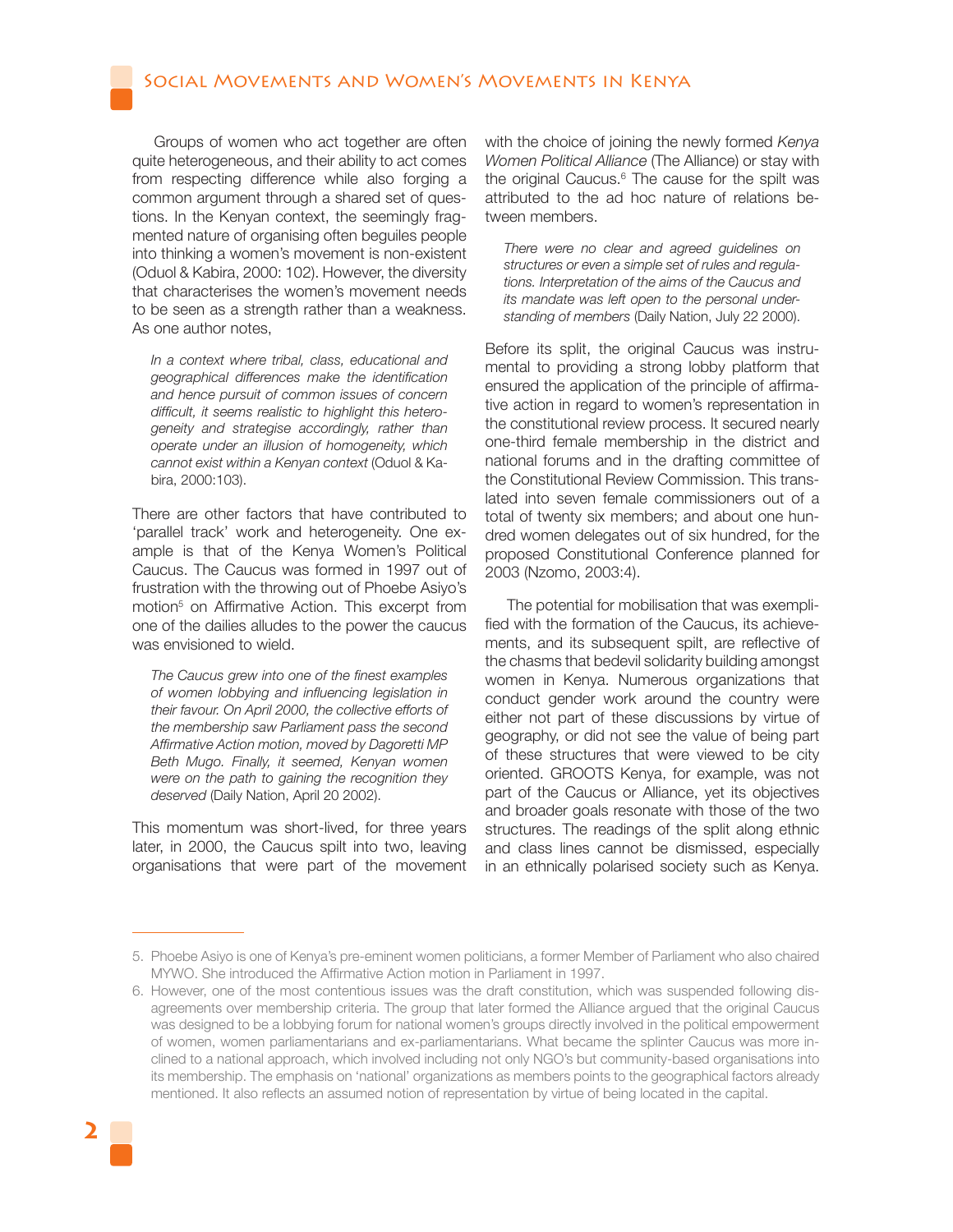Groups of women who act together are often quite heterogeneous, and their ability to act comes from respecting difference while also forging a common argument through a shared set of questions. In the Kenyan context, the seemingly fragmented nature of organising often beguiles people into thinking a women's movement is non-existent (Oduol & Kabira, 2000: 102). However, the diversity that characterises the women's movement needs to be seen as a strength rather than a weakness. As one author notes,

> *In a context where tribal, class, educational and geographical differences make the identification and hence pursuit of common issues of concern difficult, it seems realistic to highlight this heterogeneity and strategise accordingly, rather than operate under an illusion of homogeneity, which cannot exist within a Kenyan context* (Oduol & Kabira, 2000:103).

There are other factors that have contributed to 'parallel track' work and heterogeneity. One example is that of the Kenya Women's Political Caucus. The Caucus was formed in 1997 out of frustration with the throwing out of Phoebe Asiyo's motion[5] on Affirmative Action. This excerpt from one of the dailies alludes to the power the caucus was envisioned to wield.

> *The Caucus grew into one of the finest examples of women lobbying and influencing legislation in their favour. On April 2000, the collective efforts of the membership saw Parliament pass the second Affirmative Action motion, moved by Dagoretti MP Beth Mugo. Finally, it seemed, Kenyan women were on the path to gaining the recognition they deserved* (Daily Nation, April 20 2002).

This momentum was short-lived, for three years later, in 2000, the Caucus spilt into two, leaving organisations that were part of the movement with the choice of joining the newly formed *Kenya Women Political Alliance* (The Alliance) or stay with the original Caucus.[6] The cause for the spilt was attributed to the ad hoc nature of relations between members.

> *There were no clear and agreed guidelines on structures or even a simple set of rules and regulations. Interpretation of the aims of the Caucus and its mandate was left open to the personal understanding of members* (Daily Nation, July 22 2000).

Before its split, the original Caucus was instrumental to providing a strong lobby platform that ensured the application of the principle of affirmative action in regard to women's representation in the constitutional review process. It secured nearly one-third female membership in the district and national forums and in the drafting committee of the Constitutional Review Commission. This translated into seven female commissioners out of a total of twenty six members; and about one hundred women delegates out of six hundred, for the proposed Constitutional Conference planned for 2003 (Nzomo, 2003:4).

The potential for mobilisation that was exemplified with the formation of the Caucus, its achievements, and its subsequent spilt, are reflective of the chasms that bedevil solidarity building amongst women in Kenya. Numerous organizations that conduct gender work around the country were either not part of these discussions by virtue of geography, or did not see the value of being part of these structures that were viewed to be city oriented. GROOTS Kenya, for example, was not part of the Caucus or Alliance, yet its objectives and broader goals resonate with those of the two structures. The readings of the split along ethnic and class lines cannot be dismissed, especially in an ethnically polarised society such as Kenya.

---

5. Phoebe Asiyo is one of Kenya's pre-eminent women politicians, a former Member of Parliament who also chaired MYWO. She introduced the Affirmative Action motion in Parliament in 1997.

6. However, one of the most contentious issues was the draft constitution, which was suspended following disagreements over membership criteria. The group that later formed the Alliance argued that the original Caucus was designed to be a lobbying forum for national women's groups directly involved in the political empowerment of women, women parliamentarians and ex-parliamentarians. What became the splinter Caucus was more inclined to a national approach, which involved including not only NGO's but community-based organisations into its membership. The emphasis on 'national' organizations as members points to the geographical factors already mentioned. It also reflects an assumed notion of representation by virtue of being located in the capital.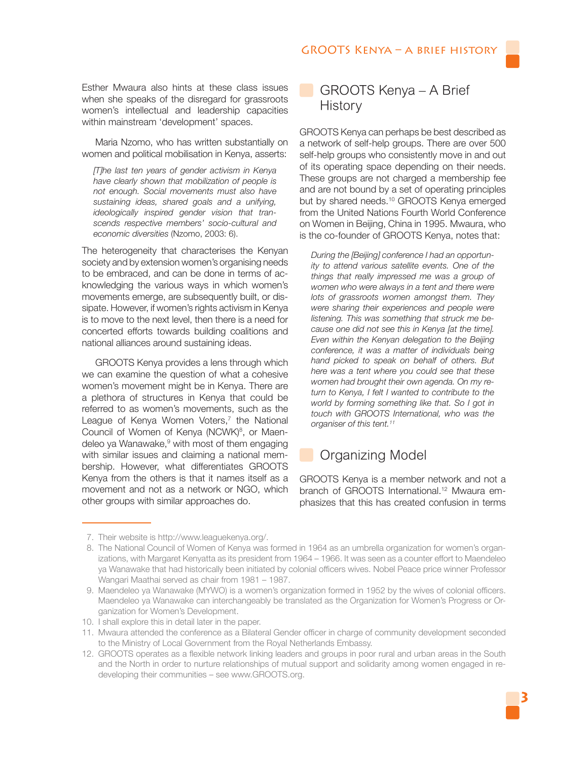Esther Mwaura also hints at these class issues when she speaks of the disregard for grassroots women's intellectual and leadership capacities within mainstream 'development' spaces.

Maria Nzomo, who has written substantially on women and political mobilisation in Kenya, asserts:

> *[T]he last ten years of gender activism in Kenya have clearly shown that mobilization of people is not enough. Social movements must also have sustaining ideas, shared goals and a unifying, ideologically inspired gender vision that transcends respective members' socio-cultural and economic diversities* (Nzomo, 2003: 6).

The heterogeneity that characterises the Kenyan society and by extension women's organising needs to be embraced, and can be done in terms of acknowledging the various ways in which women's movements emerge, are subsequently built, or dissipate. However, if women's rights activism in Kenya is to move to the next level, then there is a need for concerted efforts towards building coalitions and national alliances around sustaining ideas.

GROOTS Kenya provides a lens through which we can examine the question of what a cohesive women's movement might be in Kenya. There are a plethora of structures in Kenya that could be referred to as women's movements, such as the League of Kenya Women Voters,[7] the National Council of Women of Kenya (NCWK)[8], or Maendeleo ya Wanawake,[9] with most of them engaging with similar issues and claiming a national membership. However, what differentiates GROOTS Kenya from the others is that it names itself as a movement and not as a network or NGO, which other groups with similar approaches do.

## GROOTS Kenya – A Brief History

GROOTS Kenya can perhaps be best described as a network of self-help groups. There are over 500 self-help groups who consistently move in and out of its operating space depending on their needs. These groups are not charged a membership fee and are not bound by a set of operating principles but by shared needs.[10] GROOTS Kenya emerged from the United Nations Fourth World Conference on Women in Beijing, China in 1995. Mwaura, who is the co-founder of GROOTS Kenya, notes that:

> *During the [Beijing] conference I had an opportunity to attend various satellite events. One of the things that really impressed me was a group of women who were always in a tent and there were lots of grassroots women amongst them. They were sharing their experiences and people were listening. This was something that struck me because one did not see this in Kenya [at the time]. Even within the Kenyan delegation to the Beijing conference, it was a matter of individuals being hand picked to speak on behalf of others. But here was a tent where you could see that these women had brought their own agenda. On my return to Kenya, I felt I wanted to contribute to the world by forming something like that. So I got in touch with GROOTS International, who was the organiser of this tent.*[11]

## Organizing Model

GROOTS Kenya is a member network and not a branch of GROOTS International.[12] Mwaura emphasizes that this has created confusion in terms

---

7. Their website is http://www.leaguekenya.org/.
8. The National Council of Women of Kenya was formed in 1964 as an umbrella organization for women's organizations, with Margaret Kenyatta as its president from 1964 – 1966. It was seen as a counter effort to Maendeleo ya Wanawake that had historically been initiated by colonial officers wives. Nobel Peace price winner Professor Wangari Maathai served as chair from 1981 – 1987.
9. Maendeleo ya Wanawake (MYWO) is a women's organization formed in 1952 by the wives of colonial officers. Maendeleo ya Wanawake can interchangeably be translated as the Organization for Women's Progress or Organization for Women's Development.
10. I shall explore this in detail later in the paper.
11. Mwaura attended the conference as a Bilateral Gender officer in charge of community development seconded to the Ministry of Local Government from the Royal Netherlands Embassy.
12. GROOTS operates as a flexible network linking leaders and groups in poor rural and urban areas in the South and the North in order to nurture relationships of mutual support and solidarity among women engaged in redeveloping their communities – see www.GROOTS.org.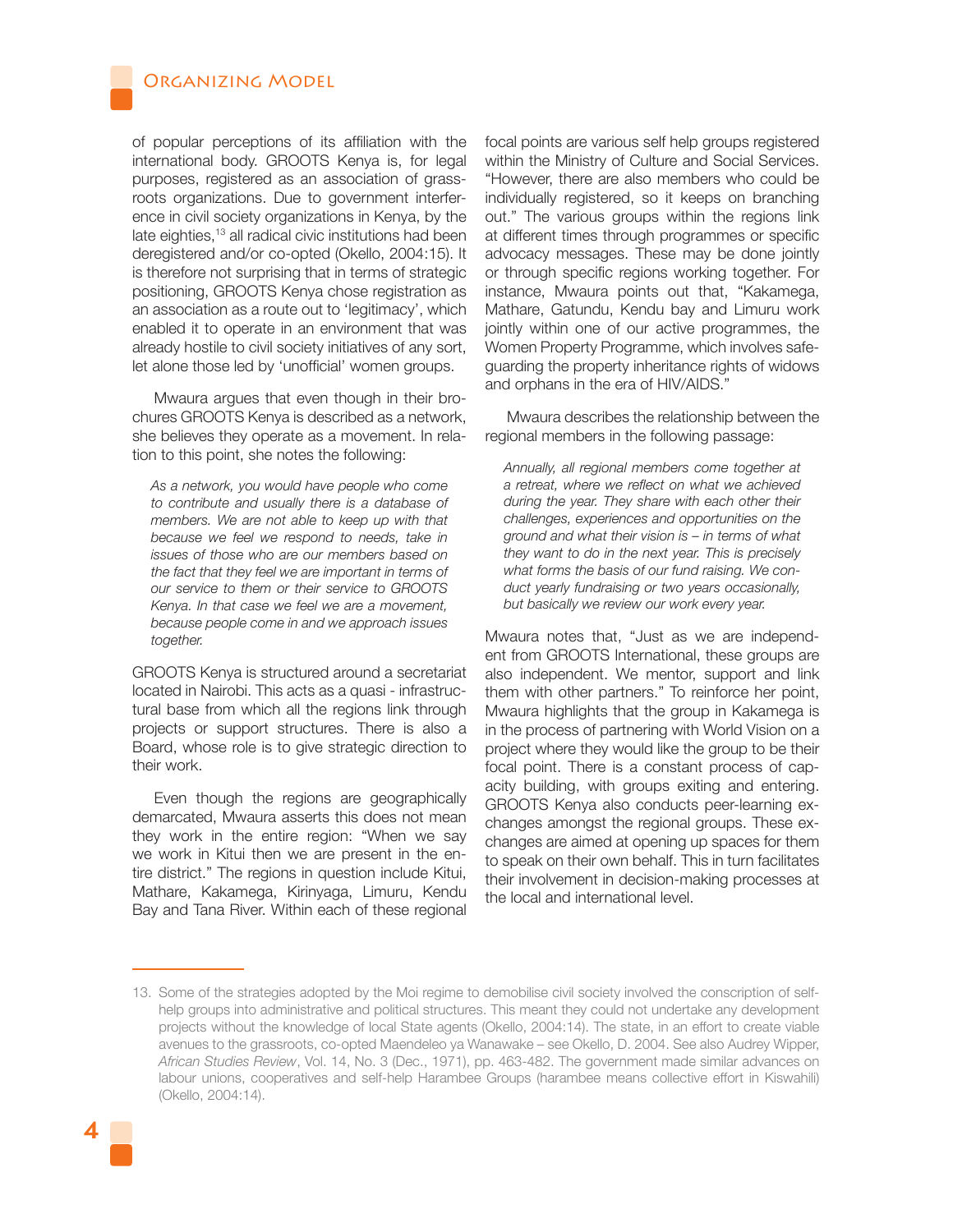of popular perceptions of its affiliation with the international body. GROOTS Kenya is, for legal purposes, registered as an association of grassroots organizations. Due to government interference in civil society organizations in Kenya, by the late eighties,[13] all radical civic institutions had been deregistered and/or co-opted (Okello, 2004:15). It is therefore not surprising that in terms of strategic positioning, GROOTS Kenya chose registration as an association as a route out to 'legitimacy', which enabled it to operate in an environment that was already hostile to civil society initiatives of any sort, let alone those led by 'unofficial' women groups.

Mwaura argues that even though in their brochures GROOTS Kenya is described as a network, she believes they operate as a movement. In relation to this point, she notes the following:

> *As a network, you would have people who come to contribute and usually there is a database of members. We are not able to keep up with that because we feel we respond to needs, take in issues of those who are our members based on the fact that they feel we are important in terms of our service to them or their service to GROOTS Kenya. In that case we feel we are a movement, because people come in and we approach issues together.*

GROOTS Kenya is structured around a secretariat located in Nairobi. This acts as a quasi - infrastructural base from which all the regions link through projects or support structures. There is also a Board, whose role is to give strategic direction to their work.

Even though the regions are geographically demarcated, Mwaura asserts this does not mean they work in the entire region: "When we say we work in Kitui then we are present in the entire district." The regions in question include Kitui, Mathare, Kakamega, Kirinyaga, Limuru, Kendu Bay and Tana River. Within each of these regional focal points are various self help groups registered within the Ministry of Culture and Social Services. "However, there are also members who could be individually registered, so it keeps on branching out." The various groups within the regions link at different times through programmes or specific advocacy messages. These may be done jointly or through specific regions working together. For instance, Mwaura points out that, "Kakamega, Mathare, Gatundu, Kendu bay and Limuru work jointly within one of our active programmes, the Women Property Programme, which involves safeguarding the property inheritance rights of widows and orphans in the era of HIV/AIDS."

Mwaura describes the relationship between the regional members in the following passage:

> *Annually, all regional members come together at a retreat, where we reflect on what we achieved during the year. They share with each other their challenges, experiences and opportunities on the ground and what their vision is – in terms of what they want to do in the next year. This is precisely what forms the basis of our fund raising. We conduct yearly fundraising or two years occasionally, but basically we review our work every year.*

Mwaura notes that, "Just as we are independent from GROOTS International, these groups are also independent. We mentor, support and link them with other partners." To reinforce her point, Mwaura highlights that the group in Kakamega is in the process of partnering with World Vision on a project where they would like the group to be their focal point. There is a constant process of capacity building, with groups exiting and entering. GROOTS Kenya also conducts peer-learning exchanges amongst the regional groups. These exchanges are aimed at opening up spaces for them to speak on their own behalf. This in turn facilitates their involvement in decision-making processes at the local and international level.

---

13. Some of the strategies adopted by the Moi regime to demobilise civil society involved the conscription of self-help groups into administrative and political structures. This meant they could not undertake any development projects without the knowledge of local State agents (Okello, 2004:14). The state, in an effort to create viable avenues to the grassroots, co-opted Maendeleo ya Wanawake – see Okello, D. 2004. See also Audrey Wipper, *African Studies Review*, Vol. 14, No. 3 (Dec., 1971), pp. 463-482. The government made similar advances on labour unions, cooperatives and self-help Harambee Groups (harambee means collective effort in Kiswahili) (Okello, 2004:14).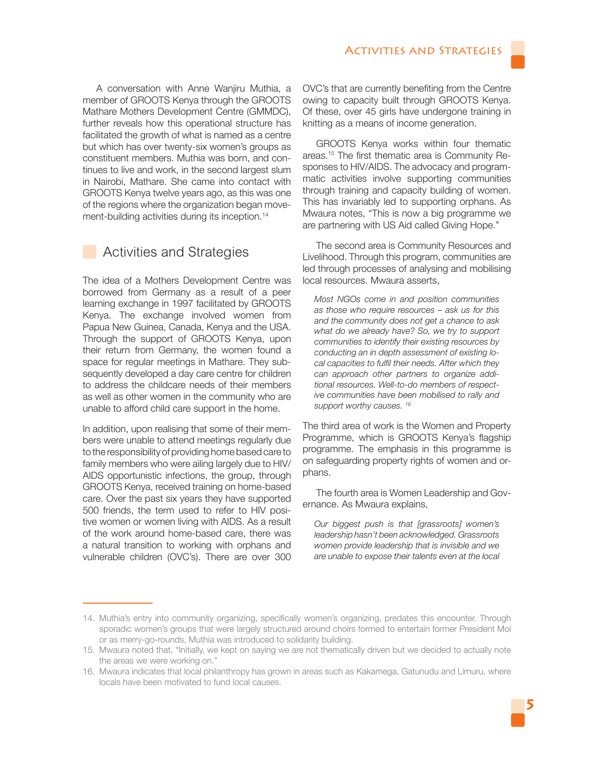A conversation with Anne Wanjiru Muthia, a member of GROOTS Kenya through the GROOTS Mathare Mothers Development Centre (GMMDC), further reveals how this operational structure has facilitated the growth of what is named as a centre but which has over twenty-six women's groups as constituent members. Muthia was born, and continues to live and work, in the second largest slum in Nairobi, Mathare. She came into contact with GROOTS Kenya twelve years ago, as this was one of the regions where the organization began movement-building activities during its inception.[14]

## Activities and Strategies

The idea of a Mothers Development Centre was borrowed from Germany as a result of a peer learning exchange in 1997 facilitated by GROOTS Kenya. The exchange involved women from Papua New Guinea, Canada, Kenya and the USA. Through the support of GROOTS Kenya, upon their return from Germany, the women found a space for regular meetings in Mathare. They subsequently developed a day care centre for children to address the childcare needs of their members as well as other women in the community who are unable to afford child care support in the home.

In addition, upon realising that some of their members were unable to attend meetings regularly due to the responsibility of providing home based care to family members who were ailing largely due to HIV/AIDS opportunistic infections, the group, through GROOTS Kenya, received training on home-based care. Over the past six years they have supported 500 friends, the term used to refer to HIV positive women or women living with AIDS. As a result of the work around home-based care, there was a natural transition to working with orphans and vulnerable children (OVC's). There are over 300 OVC's that are currently benefiting from the Centre owing to capacity built through GROOTS Kenya. Of these, over 45 girls have undergone training in knitting as a means of income generation.

GROOTS Kenya works within four thematic areas.[15] The first thematic area is Community Responses to HIV/AIDS. The advocacy and programmatic activities involve supporting communities through training and capacity building of women. This has invariably led to supporting orphans. As Mwaura notes, "This is now a big programme we are partnering with US Aid called Giving Hope."

The second area is Community Resources and Livelihood. Through this program, communities are led through processes of analysing and mobilising local resources. Mwaura asserts,

> *Most NGOs come in and position communities as those who require resources – ask us for this and the community does not get a chance to ask what do we already have? So, we try to support communities to identify their existing resources by conducting an in depth assessment of existing local capacities to fulfil their needs. After which they can approach other partners to organize additional resources. Well-to-do members of respective communities have been mobilised to rally and support worthy causes.* [16]

The third area of work is the Women and Property Programme, which is GROOTS Kenya's flagship programme. The emphasis in this programme is on safeguarding property rights of women and orphans.

The fourth area is Women Leadership and Governance. As Mwaura explains,

> *Our biggest push is that [grassroots] women's leadership hasn't been acknowledged. Grassroots women provide leadership that is invisible and we are unable to expose their talents even at the local*

---

14. Muthia's entry into community organizing, specifically women's organizing, predates this encounter. Through sporadic women's groups that were largely structured around choirs formed to entertain former President Moi or as merry-go-rounds, Muthia was introduced to solidarity building.
15. Mwaura noted that, "Initially, we kept on saying we are not thematically driven but we decided to actually note the areas we were working on."
16. Mwaura indicates that local philanthropy has grown in areas such as Kakamega, Gatunudu and Limuru, where locals have been motivated to fund local causes.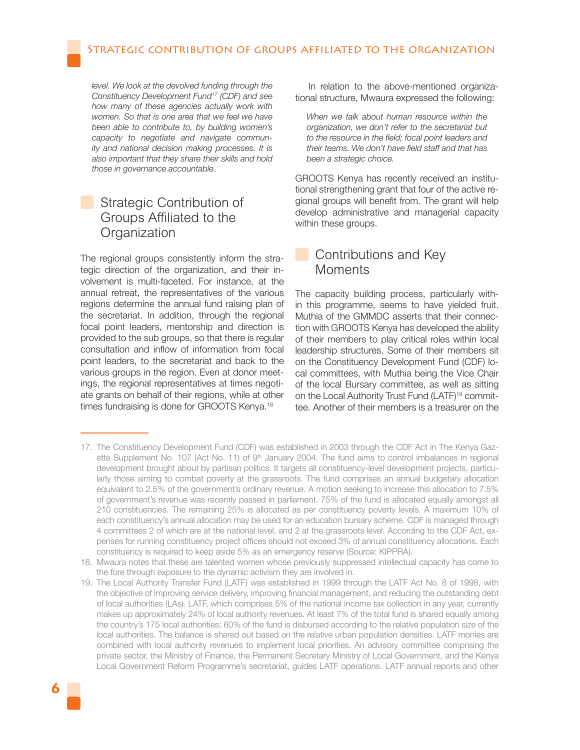*level. We look at the devolved funding through the Constituency Development Fund[17] (CDF) and see how many of these agencies actually work with women. So that is one area that we feel we have been able to contribute to, by building women's capacity to negotiate and navigate community and national decision making processes. It is also important that they share their skills and hold those in governance accountable.*

## Strategic Contribution of Groups Affiliated to the Organization

The regional groups consistently inform the strategic direction of the organization, and their involvement is multi-faceted. For instance, at the annual retreat, the representatives of the various regions determine the annual fund raising plan of the secretariat. In addition, through the regional focal point leaders, mentorship and direction is provided to the sub groups, so that there is regular consultation and inflow of information from focal point leaders, to the secretariat and back to the various groups in the region. Even at donor meetings, the regional representatives at times negotiate grants on behalf of their regions, while at other times fundraising is done for GROOTS Kenya.[18]

In relation to the above-mentioned organizational structure, Mwaura expressed the following:

> *When we talk about human resource within the organization, we don't refer to the secretariat but to the resource in the field; focal point leaders and their teams. We don't have field staff and that has been a strategic choice.*

GROOTS Kenya has recently received an institutional strengthening grant that four of the active regional groups will benefit from. The grant will help develop administrative and managerial capacity within these groups.

## Contributions and Key Moments

The capacity building process, particularly within this programme, seems to have yielded fruit. Muthia of the GMMDC asserts that their connection with GROOTS Kenya has developed the ability of their members to play critical roles within local leadership structures. Some of their members sit on the Constituency Development Fund (CDF) local committees, with Muthia being the Vice Chair of the local Bursary committee, as well as sitting on the Local Authority Trust Fund (LATF)[19] committee. Another of their members is a treasurer on the

---

17. The Constituency Development Fund (CDF) was established in 2003 through the CDF Act in The Kenya Gazette Supplement No. 107 (Act No. 11) of 9th January 2004. The fund aims to control imbalances in regional development brought about by partisan politics. It targets all constituency-level development projects, particularly those aiming to combat poverty at the grassroots. The fund comprises an annual budgetary allocation equivalent to 2.5% of the government's ordinary revenue. A motion seeking to increase this allocation to 7.5% of government's revenue was recently passed in parliament. 75% of the fund is allocated equally amongst all 210 constituencies. The remaining 25% is allocated as per constituency poverty levels. A maximum 10% of each constituency's annual allocation may be used for an education bursary scheme. CDF is managed through 4 committees 2 of which are at the national level, and 2 at the grassroots level. According to the CDF Act, expenses for running constituency project offices should not exceed 3% of annual constituency allocations. Each constituency is required to keep aside 5% as an emergency reserve (Source: KIPPRA).
18. Mwaura notes that these are talented women whose previously suppressed intellectual capacity has come to the fore through exposure to the dynamic activism they are involved in.
19. The Local Authority Transfer Fund (LATF) was established in 1999 through the LATF Act No. 8 of 1998, with the objective of improving service delivery, improving financial management, and reducing the outstanding debt of local authorities (LAs). LATF, which comprises 5% of the national income tax collection in any year, currently makes up approximately 24% of local authority revenues. At least 7% of the total fund is shared equally among the country's 175 local authorities; 60% of the fund is disbursed according to the relative population size of the local authorities. The balance is shared out based on the relative urban population densities. LATF monies are combined with local authority revenues to implement local priorities. An advisory committee comprising the private sector, the Ministry of Finance, the Permanent Secretary Ministry of Local Government, and the Kenya Local Government Reform Programme's secretariat, guides LATF operations. LATF annual reports and other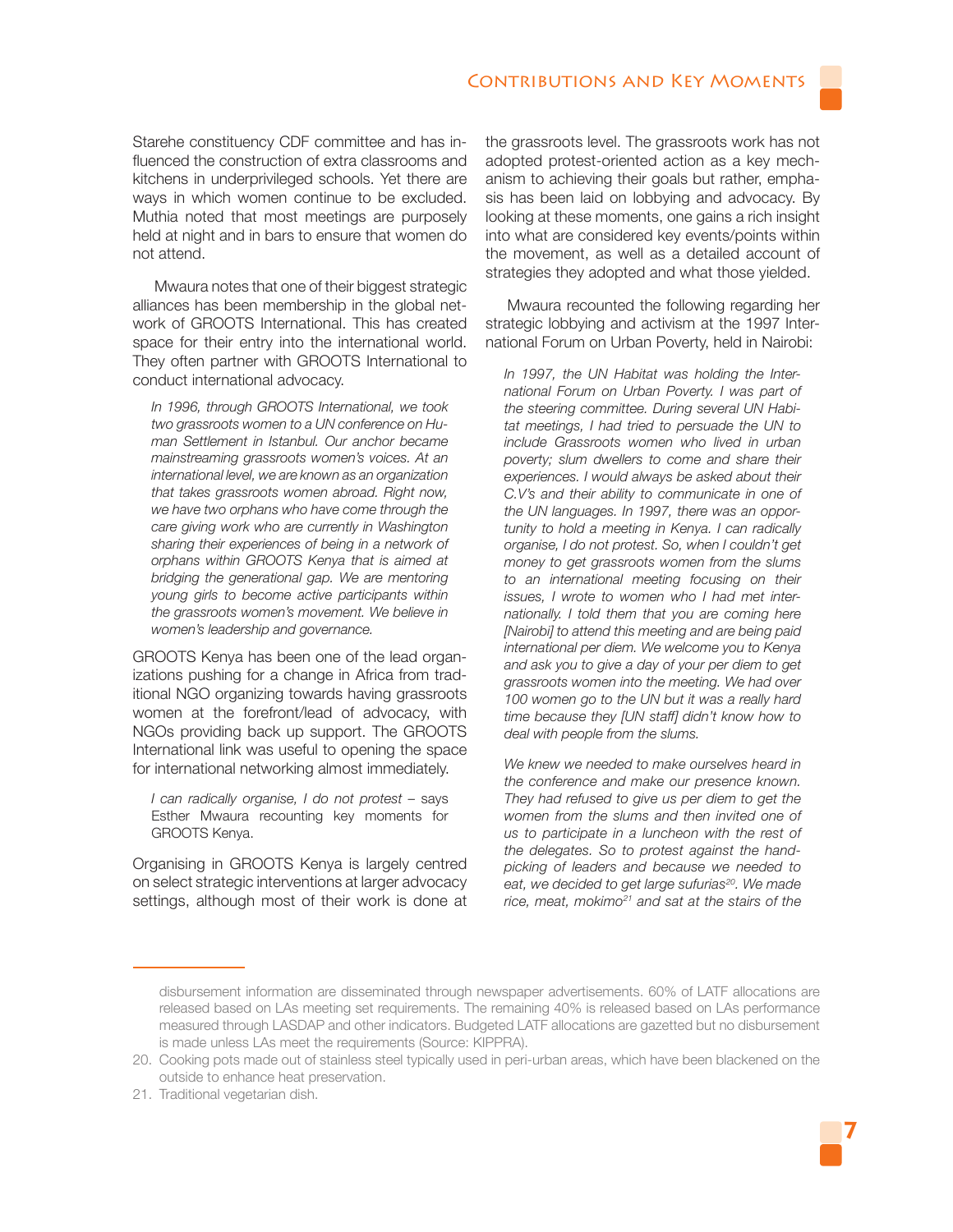Starehe constituency CDF committee and has influenced the construction of extra classrooms and kitchens in underprivileged schools. Yet there are ways in which women continue to be excluded. Muthia noted that most meetings are purposely held at night and in bars to ensure that women do not attend.

Mwaura notes that one of their biggest strategic alliances has been membership in the global network of GROOTS International. This has created space for their entry into the international world. They often partner with GROOTS International to conduct international advocacy.

> *In 1996, through GROOTS International, we took two grassroots women to a UN conference on Human Settlement in Istanbul. Our anchor became mainstreaming grassroots women's voices. At an international level, we are known as an organization that takes grassroots women abroad. Right now, we have two orphans who have come through the care giving work who are currently in Washington sharing their experiences of being in a network of orphans within GROOTS Kenya that is aimed at bridging the generational gap. We are mentoring young girls to become active participants within the grassroots women's movement. We believe in women's leadership and governance.*

GROOTS Kenya has been one of the lead organizations pushing for a change in Africa from traditional NGO organizing towards having grassroots women at the forefront/lead of advocacy, with NGOs providing back up support. The GROOTS International link was useful to opening the space for international networking almost immediately.

> *I can radically organise, I do not protest* – says Esther Mwaura recounting key moments for GROOTS Kenya.

Organising in GROOTS Kenya is largely centred on select strategic interventions at larger advocacy settings, although most of their work is done at the grassroots level. The grassroots work has not adopted protest-oriented action as a key mechanism to achieving their goals but rather, emphasis has been laid on lobbying and advocacy. By looking at these moments, one gains a rich insight into what are considered key events/points within the movement, as well as a detailed account of strategies they adopted and what those yielded.

Mwaura recounted the following regarding her strategic lobbying and activism at the 1997 International Forum on Urban Poverty, held in Nairobi:

> *In 1997, the UN Habitat was holding the International Forum on Urban Poverty. I was part of the steering committee. During several UN Habitat meetings, I had tried to persuade the UN to include Grassroots women who lived in urban poverty; slum dwellers to come and share their experiences. I would always be asked about their C.V's and their ability to communicate in one of the UN languages. In 1997, there was an opportunity to hold a meeting in Kenya. I can radically organise, I do not protest. So, when I couldn't get money to get grassroots women from the slums to an international meeting focusing on their issues, I wrote to women who I had met internationally. I told them that you are coming here [Nairobi] to attend this meeting and are being paid international per diem. We welcome you to Kenya and ask you to give a day of your per diem to get grassroots women into the meeting. We had over 100 women go to the UN but it was a really hard time because they [UN staff] didn't know how to deal with people from the slums.*
>
> *We knew we needed to make ourselves heard in the conference and make our presence known. They had refused to give us per diem to get the women from the slums and then invited one of us to participate in a luncheon with the rest of the delegates. So to protest against the handpicking of leaders and because we needed to eat, we decided to get large sufurias[20]. We made rice, meat, mokimo[21] and sat at the stairs of the*

---

disbursement information are disseminated through newspaper advertisements. 60% of LATF allocations are released based on LAs meeting set requirements. The remaining 40% is released based on LAs performance measured through LASDAP and other indicators. Budgeted LATF allocations are gazetted but no disbursement is made unless LAs meet the requirements (Source: KIPPRA).

20. Cooking pots made out of stainless steel typically used in peri-urban areas, which have been blackened on the outside to enhance heat preservation.
21. Traditional vegetarian dish.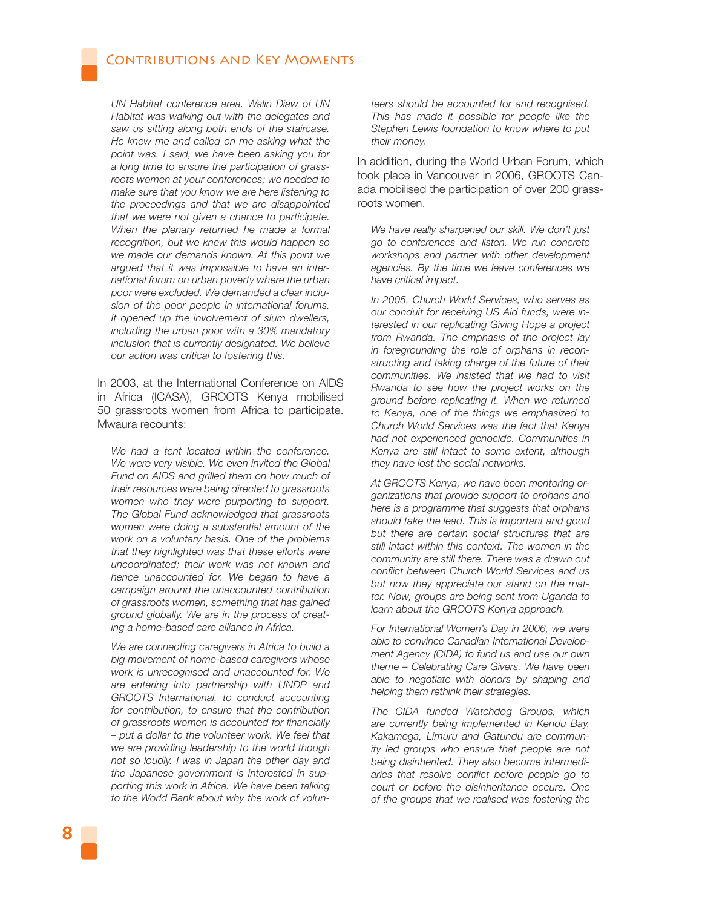*UN Habitat conference area. Walin Diaw of UN Habitat was walking out with the delegates and saw us sitting along both ends of the staircase. He knew me and called on me asking what the point was. I said, we have been asking you for a long time to ensure the participation of grassroots women at your conferences; we needed to make sure that you know we are here listening to the proceedings and that we are disappointed that we were not given a chance to participate. When the plenary returned he made a formal recognition, but we knew this would happen so we made our demands known. At this point we argued that it was impossible to have an international forum on urban poverty where the urban poor were excluded. We demanded a clear inclusion of the poor people in international forums. It opened up the involvement of slum dwellers, including the urban poor with a 30% mandatory inclusion that is currently designated. We believe our action was critical to fostering this.*

In 2003, at the International Conference on AIDS in Africa (ICASA), GROOTS Kenya mobilised 50 grassroots women from Africa to participate. Mwaura recounts:

*We had a tent located within the conference. We were very visible. We even invited the Global Fund on AIDS and grilled them on how much of their resources were being directed to grassroots women who they were purporting to support. The Global Fund acknowledged that grassroots women were doing a substantial amount of the work on a voluntary basis. One of the problems that they highlighted was that these efforts were uncoordinated; their work was not known and hence unaccounted for. We began to have a campaign around the unaccounted contribution of grassroots women, something that has gained ground globally. We are in the process of creating a home-based care alliance in Africa.*

*We are connecting caregivers in Africa to build a big movement of home-based caregivers whose work is unrecognised and unaccounted for. We are entering into partnership with UNDP and GROOTS International, to conduct accounting for contribution, to ensure that the contribution of grassroots women is accounted for financially – put a dollar to the volunteer work. We feel that we are providing leadership to the world though not so loudly. I was in Japan the other day and the Japanese government is interested in supporting this work in Africa. We have been talking to the World Bank about why the work of volunteers should be accounted for and recognised. This has made it possible for people like the Stephen Lewis foundation to know where to put their money.*

In addition, during the World Urban Forum, which took place in Vancouver in 2006, GROOTS Canada mobilised the participation of over 200 grassroots women.

*We have really sharpened our skill. We don't just go to conferences and listen. We run concrete workshops and partner with other development agencies. By the time we leave conferences we have critical impact.*

*In 2005, Church World Services, who serves as our conduit for receiving US Aid funds, were interested in our replicating Giving Hope a project from Rwanda. The emphasis of the project lay in foregrounding the role of orphans in reconstructing and taking charge of the future of their communities. We insisted that we had to visit Rwanda to see how the project works on the ground before replicating it. When we returned to Kenya, one of the things we emphasized to Church World Services was the fact that Kenya had not experienced genocide. Communities in Kenya are still intact to some extent, although they have lost the social networks.*

*At GROOTS Kenya, we have been mentoring organizations that provide support to orphans and here is a programme that suggests that orphans should take the lead. This is important and good but there are certain social structures that are still intact within this context. The women in the community are still there. There was a drawn out conflict between Church World Services and us but now they appreciate our stand on the matter. Now, groups are being sent from Uganda to learn about the GROOTS Kenya approach.*

*For International Women's Day in 2006, we were able to convince Canadian International Development Agency (CIDA) to fund us and use our own theme – Celebrating Care Givers. We have been able to negotiate with donors by shaping and helping them rethink their strategies.*

*The CIDA funded Watchdog Groups, which are currently being implemented in Kendu Bay, Kakamega, Limuru and Gatundu are community led groups who ensure that people are not being disinherited. They also become intermediaries that resolve conflict before people go to court or before the disinheritance occurs. One of the groups that we realised was fostering the*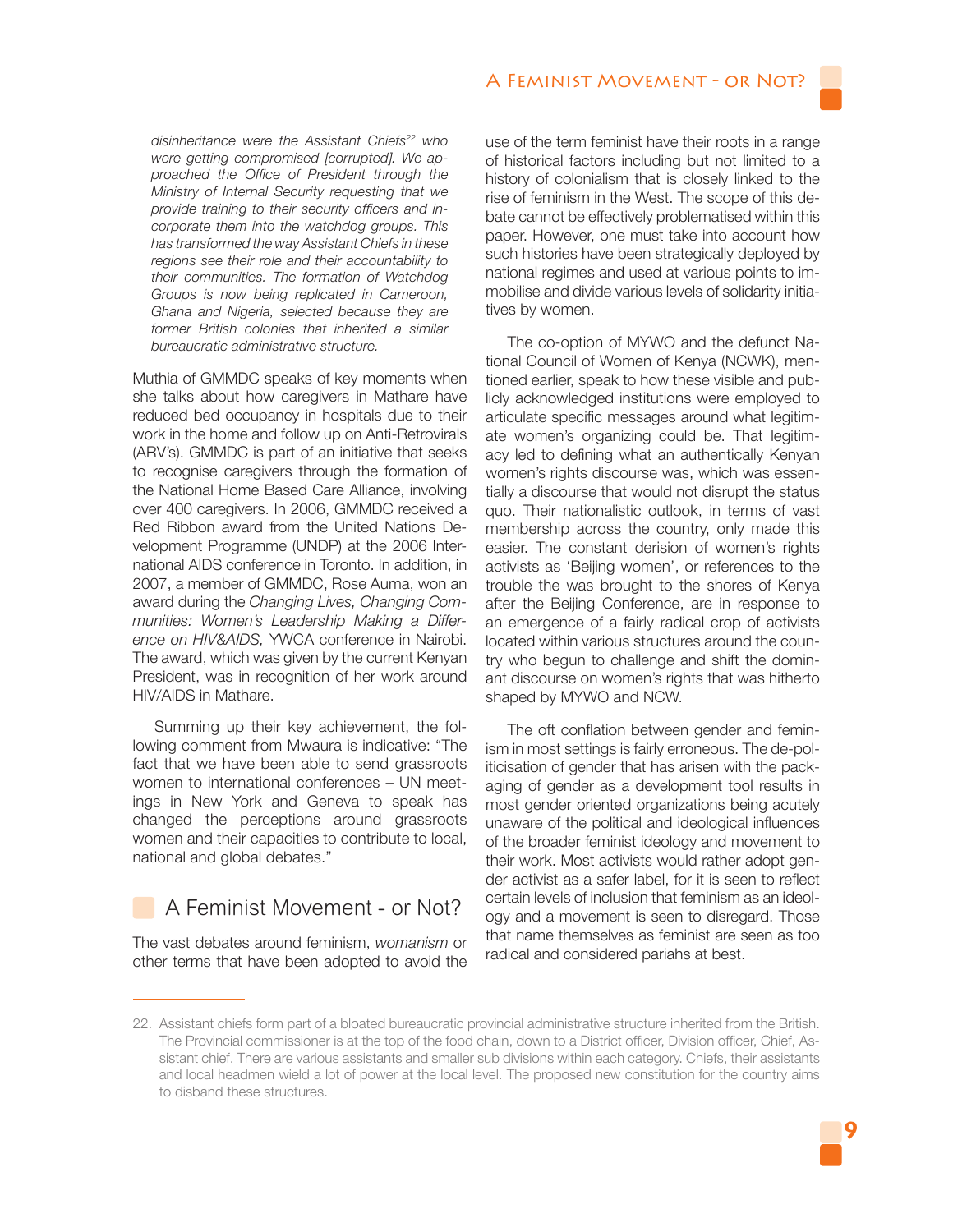*disinheritance were the Assistant Chiefs[22] who were getting compromised [corrupted]. We approached the Office of President through the Ministry of Internal Security requesting that we provide training to their security officers and incorporate them into the watchdog groups. This has transformed the way Assistant Chiefs in these regions see their role and their accountability to their communities. The formation of Watchdog Groups is now being replicated in Cameroon, Ghana and Nigeria, selected because they are former British colonies that inherited a similar bureaucratic administrative structure.*

Muthia of GMMDC speaks of key moments when she talks about how caregivers in Mathare have reduced bed occupancy in hospitals due to their work in the home and follow up on Anti-Retrovirals (ARV's). GMMDC is part of an initiative that seeks to recognise caregivers through the formation of the National Home Based Care Alliance, involving over 400 caregivers. In 2006, GMMDC received a Red Ribbon award from the United Nations Development Programme (UNDP) at the 2006 International AIDS conference in Toronto. In addition, in 2007, a member of GMMDC, Rose Auma, won an award during the *Changing Lives, Changing Communities: Women's Leadership Making a Difference on HIV&AIDS,* YWCA conference in Nairobi. The award, which was given by the current Kenyan President, was in recognition of her work around HIV/AIDS in Mathare.

Summing up their key achievement, the following comment from Mwaura is indicative: "The fact that we have been able to send grassroots women to international conferences – UN meetings in New York and Geneva to speak has changed the perceptions around grassroots women and their capacities to contribute to local, national and global debates."

## A Feminist Movement - or Not?

The vast debates around feminism, *womanism* or other terms that have been adopted to avoid the use of the term feminist have their roots in a range of historical factors including but not limited to a history of colonialism that is closely linked to the rise of feminism in the West. The scope of this debate cannot be effectively problematised within this paper. However, one must take into account how such histories have been strategically deployed by national regimes and used at various points to immobilise and divide various levels of solidarity initiatives by women.

The co-option of MYWO and the defunct National Council of Women of Kenya (NCWK), mentioned earlier, speak to how these visible and publicly acknowledged institutions were employed to articulate specific messages around what legitimate women's organizing could be. That legitimacy led to defining what an authentically Kenyan women's rights discourse was, which was essentially a discourse that would not disrupt the status quo. Their nationalistic outlook, in terms of vast membership across the country, only made this easier. The constant derision of women's rights activists as 'Beijing women', or references to the trouble the was brought to the shores of Kenya after the Beijing Conference, are in response to an emergence of a fairly radical crop of activists located within various structures around the country who begun to challenge and shift the dominant discourse on women's rights that was hitherto shaped by MYWO and NCW.

The oft conflation between gender and feminism in most settings is fairly erroneous. The de-politicisation of gender that has arisen with the packaging of gender as a development tool results in most gender oriented organizations being acutely unaware of the political and ideological influences of the broader feminist ideology and movement to their work. Most activists would rather adopt gender activist as a safer label, for it is seen to reflect certain levels of inclusion that feminism as an ideology and a movement is seen to disregard. Those that name themselves as feminist are seen as too radical and considered pariahs at best.

---

22. Assistant chiefs form part of a bloated bureaucratic provincial administrative structure inherited from the British. The Provincial commissioner is at the top of the food chain, down to a District officer, Division officer, Chief, Assistant chief. There are various assistants and smaller sub divisions within each category. Chiefs, their assistants and local headmen wield a lot of power at the local level. The proposed new constitution for the country aims to disband these structures.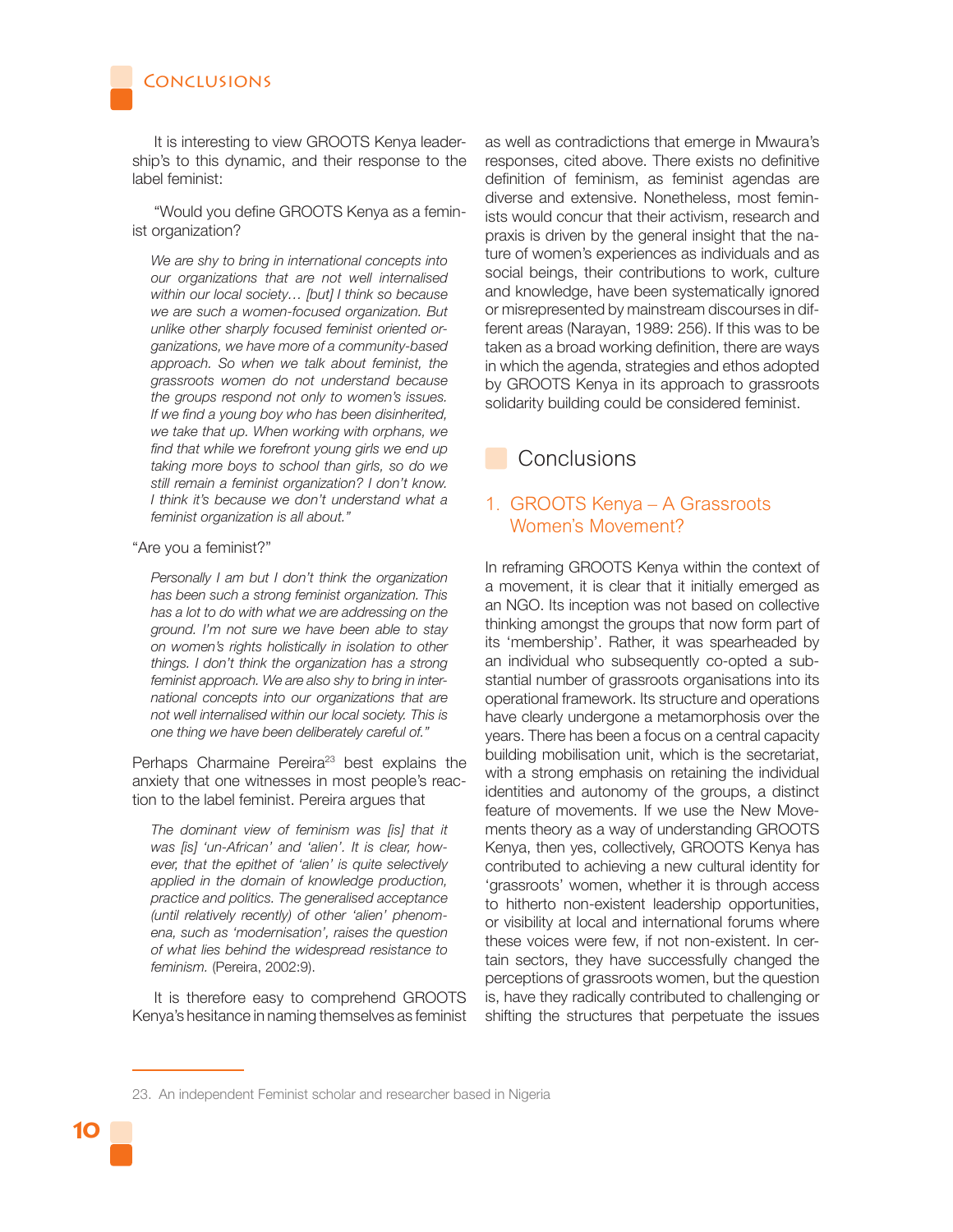It is interesting to view GROOTS Kenya leadership's to this dynamic, and their response to the label feminist:

"Would you define GROOTS Kenya as a feminist organization?

> *We are shy to bring in international concepts into our organizations that are not well internalised within our local society… [but] I think so because we are such a women-focused organization. But unlike other sharply focused feminist oriented organizations, we have more of a community-based approach. So when we talk about feminist, the grassroots women do not understand because the groups respond not only to women's issues. If we find a young boy who has been disinherited, we take that up. When working with orphans, we find that while we forefront young girls we end up taking more boys to school than girls, so do we still remain a feminist organization? I don't know. I think it's because we don't understand what a feminist organization is all about."*

"Are you a feminist?"

> *Personally I am but I don't think the organization has been such a strong feminist organization. This has a lot to do with what we are addressing on the ground. I'm not sure we have been able to stay on women's rights holistically in isolation to other things. I don't think the organization has a strong feminist approach. We are also shy to bring in international concepts into our organizations that are not well internalised within our local society. This is one thing we have been deliberately careful of."*

Perhaps Charmaine Pereira[23] best explains the anxiety that one witnesses in most people's reaction to the label feminist. Pereira argues that

> *The dominant view of feminism was [is] that it was [is] 'un-African' and 'alien'. It is clear, however, that the epithet of 'alien' is quite selectively applied in the domain of knowledge production, practice and politics. The generalised acceptance (until relatively recently) of other 'alien' phenomena, such as 'modernisation', raises the question of what lies behind the widespread resistance to feminism.* (Pereira, 2002:9).

It is therefore easy to comprehend GROOTS Kenya's hesitance in naming themselves as feminist as well as contradictions that emerge in Mwaura's responses, cited above. There exists no definitive definition of feminism, as feminist agendas are diverse and extensive. Nonetheless, most feminists would concur that their activism, research and praxis is driven by the general insight that the nature of women's experiences as individuals and as social beings, their contributions to work, culture and knowledge, have been systematically ignored or misrepresented by mainstream discourses in different areas (Narayan, 1989: 256). If this was to be taken as a broad working definition, there are ways in which the agenda, strategies and ethos adopted by GROOTS Kenya in its approach to grassroots solidarity building could be considered feminist.

## Conclusions

### 1. GROOTS Kenya – A Grassroots Women's Movement?

In reframing GROOTS Kenya within the context of a movement, it is clear that it initially emerged as an NGO. Its inception was not based on collective thinking amongst the groups that now form part of its 'membership'. Rather, it was spearheaded by an individual who subsequently co-opted a substantial number of grassroots organisations into its operational framework. Its structure and operations have clearly undergone a metamorphosis over the years. There has been a focus on a central capacity building mobilisation unit, which is the secretariat, with a strong emphasis on retaining the individual identities and autonomy of the groups, a distinct feature of movements. If we use the New Movements theory as a way of understanding GROOTS Kenya, then yes, collectively, GROOTS Kenya has contributed to achieving a new cultural identity for 'grassroots' women, whether it is through access to hitherto non-existent leadership opportunities, or visibility at local and international forums where these voices were few, if not non-existent. In certain sectors, they have successfully changed the perceptions of grassroots women, but the question is, have they radically contributed to challenging or shifting the structures that perpetuate the issues

23. An independent Feminist scholar and researcher based in Nigeria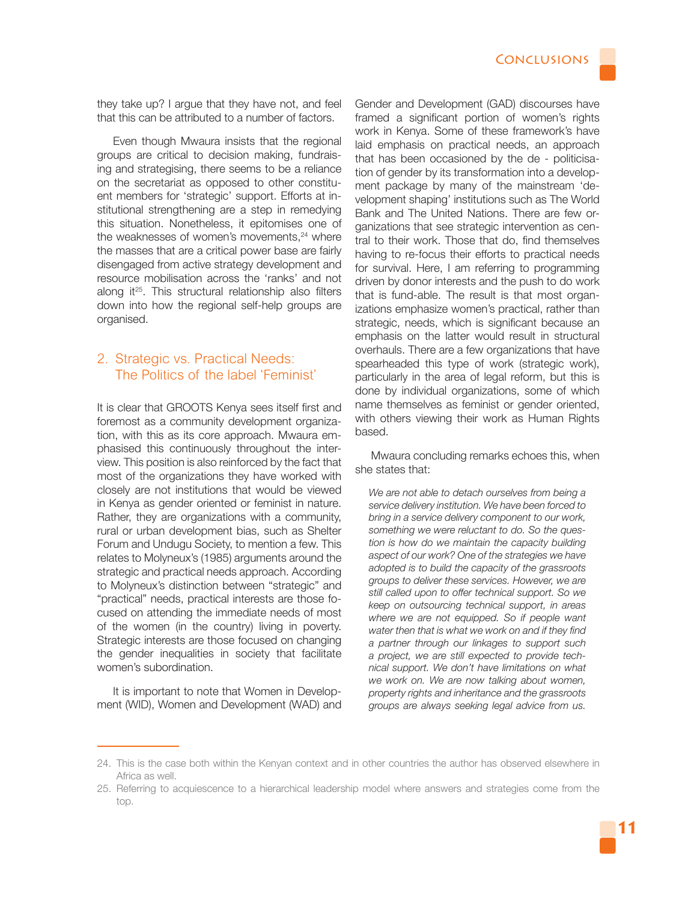they take up? I argue that they have not, and feel that this can be attributed to a number of factors.

Even though Mwaura insists that the regional groups are critical to decision making, fundraising and strategising, there seems to be a reliance on the secretariat as opposed to other constituent members for 'strategic' support. Efforts at institutional strengthening are a step in remedying this situation. Nonetheless, it epitomises one of the weaknesses of women's movements,[24] where the masses that are a critical power base are fairly disengaged from active strategy development and resource mobilisation across the 'ranks' and not along it[25]. This structural relationship also filters down into how the regional self-help groups are organised.

## 2. Strategic vs. Practical Needs: The Politics of the label 'Feminist'

It is clear that GROOTS Kenya sees itself first and foremost as a community development organization, with this as its core approach. Mwaura emphasised this continuously throughout the interview. This position is also reinforced by the fact that most of the organizations they have worked with closely are not institutions that would be viewed in Kenya as gender oriented or feminist in nature. Rather, they are organizations with a community, rural or urban development bias, such as Shelter Forum and Undugu Society, to mention a few. This relates to Molyneux's (1985) arguments around the strategic and practical needs approach. According to Molyneux's distinction between "strategic" and "practical" needs, practical interests are those focused on attending the immediate needs of most of the women (in the country) living in poverty. Strategic interests are those focused on changing the gender inequalities in society that facilitate women's subordination.

It is important to note that Women in Development (WID), Women and Development (WAD) and Gender and Development (GAD) discourses have framed a significant portion of women's rights work in Kenya. Some of these framework's have laid emphasis on practical needs, an approach that has been occasioned by the de - politicisation of gender by its transformation into a development package by many of the mainstream 'development shaping' institutions such as The World Bank and The United Nations. There are few organizations that see strategic intervention as central to their work. Those that do, find themselves having to re-focus their efforts to practical needs for survival. Here, I am referring to programming driven by donor interests and the push to do work that is fund-able. The result is that most organizations emphasize women's practical, rather than strategic, needs, which is significant because an emphasis on the latter would result in structural overhauls. There are a few organizations that have spearheaded this type of work (strategic work), particularly in the area of legal reform, but this is done by individual organizations, some of which name themselves as feminist or gender oriented, with others viewing their work as Human Rights based.

Mwaura concluding remarks echoes this, when she states that:

> *We are not able to detach ourselves from being a service delivery institution. We have been forced to bring in a service delivery component to our work, something we were reluctant to do. So the question is how do we maintain the capacity building aspect of our work? One of the strategies we have adopted is to build the capacity of the grassroots groups to deliver these services. However, we are still called upon to offer technical support. So we keep on outsourcing technical support, in areas where we are not equipped. So if people want water then that is what we work on and if they find a partner through our linkages to support such a project, we are still expected to provide technical support. We don't have limitations on what we work on. We are now talking about women, property rights and inheritance and the grassroots groups are always seeking legal advice from us.*

---

24. This is the case both within the Kenyan context and in other countries the author has observed elsewhere in Africa as well.

25. Referring to acquiescence to a hierarchical leadership model where answers and strategies come from the top.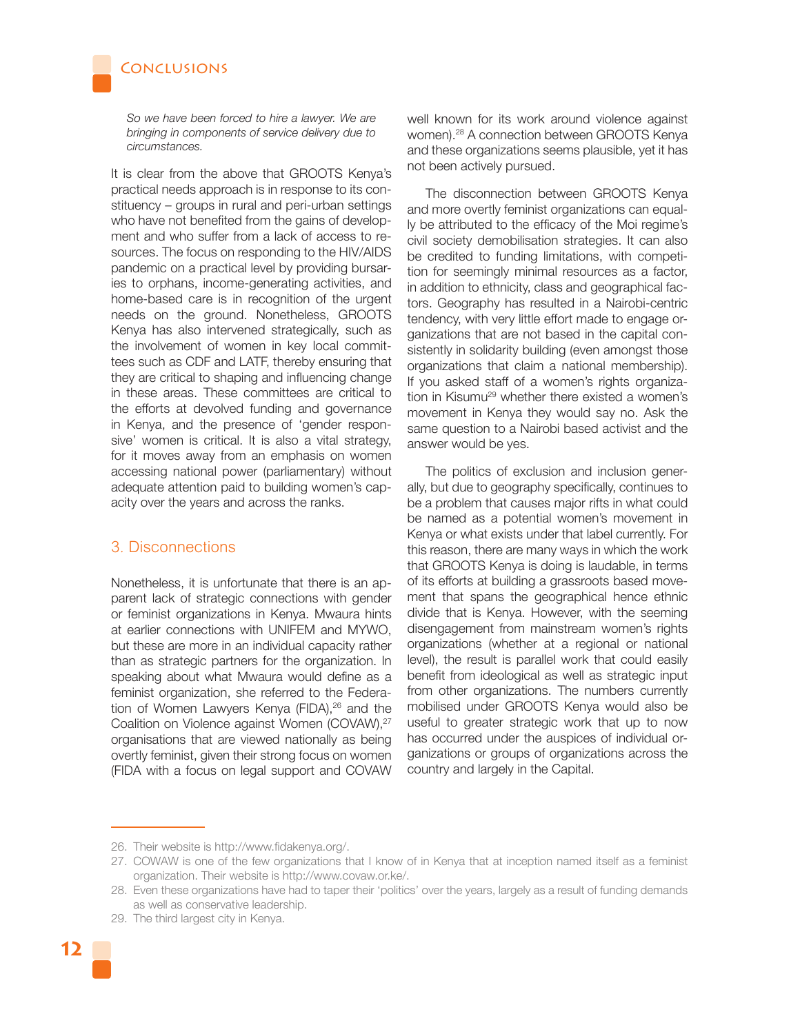*So we have been forced to hire a lawyer. We are bringing in components of service delivery due to circumstances.*

It is clear from the above that GROOTS Kenya's practical needs approach is in response to its constituency – groups in rural and peri-urban settings who have not benefited from the gains of development and who suffer from a lack of access to resources. The focus on responding to the HIV/AIDS pandemic on a practical level by providing bursaries to orphans, income-generating activities, and home-based care is in recognition of the urgent needs on the ground. Nonetheless, GROOTS Kenya has also intervened strategically, such as the involvement of women in key local committees such as CDF and LATF, thereby ensuring that they are critical to shaping and influencing change in these areas. These committees are critical to the efforts at devolved funding and governance in Kenya, and the presence of 'gender responsive' women is critical. It is also a vital strategy, for it moves away from an emphasis on women accessing national power (parliamentary) without adequate attention paid to building women's capacity over the years and across the ranks.

## 3. Disconnections

Nonetheless, it is unfortunate that there is an apparent lack of strategic connections with gender or feminist organizations in Kenya. Mwaura hints at earlier connections with UNIFEM and MYWO, but these are more in an individual capacity rather than as strategic partners for the organization. In speaking about what Mwaura would define as a feminist organization, she referred to the Federation of Women Lawyers Kenya (FIDA),[26] and the Coalition on Violence against Women (COVAW),[27] organisations that are viewed nationally as being overtly feminist, given their strong focus on women (FIDA with a focus on legal support and COVAW well known for its work around violence against women).[28] A connection between GROOTS Kenya and these organizations seems plausible, yet it has not been actively pursued.

The disconnection between GROOTS Kenya and more overtly feminist organizations can equally be attributed to the efficacy of the Moi regime's civil society demobilisation strategies. It can also be credited to funding limitations, with competition for seemingly minimal resources as a factor, in addition to ethnicity, class and geographical factors. Geography has resulted in a Nairobi-centric tendency, with very little effort made to engage organizations that are not based in the capital consistently in solidarity building (even amongst those organizations that claim a national membership). If you asked staff of a women's rights organization in Kisumu[29] whether there existed a women's movement in Kenya they would say no. Ask the same question to a Nairobi based activist and the answer would be yes.

The politics of exclusion and inclusion generally, but due to geography specifically, continues to be a problem that causes major rifts in what could be named as a potential women's movement in Kenya or what exists under that label currently. For this reason, there are many ways in which the work that GROOTS Kenya is doing is laudable, in terms of its efforts at building a grassroots based movement that spans the geographical hence ethnic divide that is Kenya. However, with the seeming disengagement from mainstream women's rights organizations (whether at a regional or national level), the result is parallel work that could easily benefit from ideological as well as strategic input from other organizations. The numbers currently mobilised under GROOTS Kenya would also be useful to greater strategic work that up to now has occurred under the auspices of individual organizations or groups of organizations across the country and largely in the Capital.

---

26. Their website is http://www.fidakenya.org/.
27. COWAW is one of the few organizations that I know of in Kenya that at inception named itself as a feminist organization. Their website is http://www.covaw.or.ke/.
28. Even these organizations have had to taper their 'politics' over the years, largely as a result of funding demands as well as conservative leadership.
29. The third largest city in Kenya.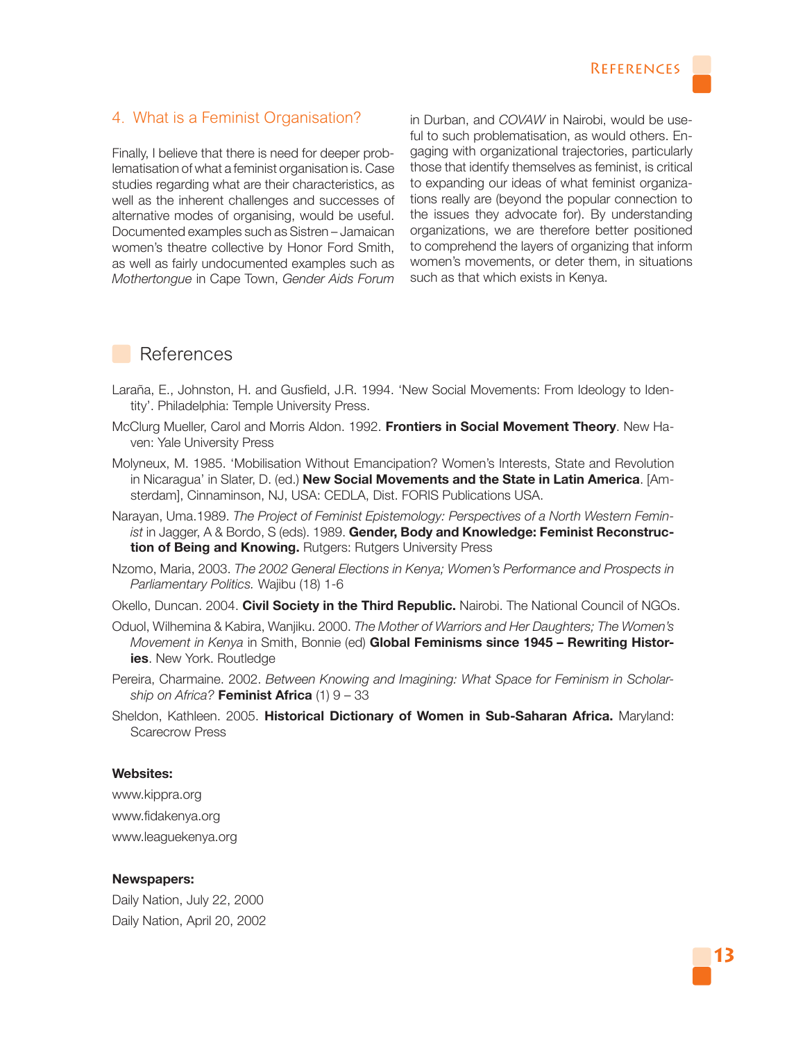## 4. What is a Feminist Organisation?

Finally, I believe that there is need for deeper problematisation of what a feminist organisation is. Case studies regarding what are their characteristics, as well as the inherent challenges and successes of alternative modes of organising, would be useful. Documented examples such as Sistren – Jamaican women's theatre collective by Honor Ford Smith, as well as fairly undocumented examples such as *Mothertongue* in Cape Town, *Gender Aids Forum* in Durban, and *COVAW* in Nairobi, would be useful to such problematisation, as would others. Engaging with organizational trajectories, particularly those that identify themselves as feminist, is critical to expanding our ideas of what feminist organizations really are (beyond the popular connection to the issues they advocate for). By understanding organizations, we are therefore better positioned to comprehend the layers of organizing that inform women's movements, or deter them, in situations such as that which exists in Kenya.

## References

Laraña, E., Johnston, H. and Gusfield, J.R. 1994. 'New Social Movements: From Ideology to Identity'. Philadelphia: Temple University Press.

McClurg Mueller, Carol and Morris Aldon. 1992. **Frontiers in Social Movement Theory**. New Haven: Yale University Press

Molyneux, M. 1985. 'Mobilisation Without Emancipation? Women's Interests, State and Revolution in Nicaragua' in Slater, D. (ed.) **New Social Movements and the State in Latin America**. [Amsterdam], Cinnaminson, NJ, USA: CEDLA, Dist. FORIS Publications USA.

Narayan, Uma.1989. *The Project of Feminist Epistemology: Perspectives of a North Western Feminist* in Jagger, A & Bordo, S (eds). 1989. **Gender, Body and Knowledge: Feminist Reconstruction of Being and Knowing.** Rutgers: Rutgers University Press

Nzomo, Maria, 2003. *The 2002 General Elections in Kenya; Women's Performance and Prospects in Parliamentary Politics.* Wajibu (18) 1-6

Okello, Duncan. 2004. **Civil Society in the Third Republic.** Nairobi. The National Council of NGOs.

Oduol, Wilhemina & Kabira, Wanjiku. 2000. *The Mother of Warriors and Her Daughters; The Women's Movement in Kenya* in Smith, Bonnie (ed) **Global Feminisms since 1945 – Rewriting Histories**. New York. Routledge

Pereira, Charmaine. 2002. *Between Knowing and Imagining: What Space for Feminism in Scholarship on Africa?* **Feminist Africa** (1) 9 – 33

Sheldon, Kathleen. 2005. **Historical Dictionary of Women in Sub-Saharan Africa.** Maryland: Scarecrow Press

**Websites:**

www.kippra.org

www.fidakenya.org

www.leaguekenya.org

**Newspapers:**

Daily Nation, July 22, 2000

Daily Nation, April 20, 2002